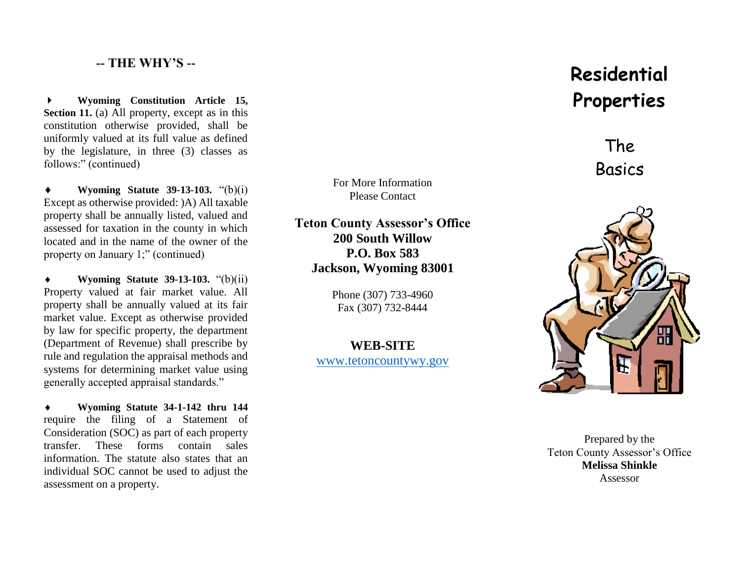## -- THE WHY'S --

- **Wyoming Constitution Article 15, Section 11.** (a) All property, except as in this constitution otherwise provided, shall be uniformly valued at its full value as defined by the legislature, in three (3) classes as follows:" (continued)

- **Wyoming Statute 39-13-103.** "(b)(i) Except as otherwise provided: )A) All taxable property shall be annually listed, valued and assessed for taxation in the county in which located and in the name of the owner of the property on January 1;" (continued)

- **Wyoming Statute 39-13-103.** "(b)(ii) Property valued at fair market value. All property shall be annually valued at its fair market value. Except as otherwise provided by law for specific property, the department (Department of Revenue) shall prescribe by rule and regulation the appraisal methods and systems for determining market value using generally accepted appraisal standards."

- **Wyoming Statute 34-1-142 thru 144** require the filing of a Statement of Consideration (SOC) as part of each property transfer. These forms contain sales information. The statute also states that an individual SOC cannot be used to adjust the assessment on a property.

For More Information
Please Contact

**Teton County Assessor's Office**
**200 South Willow**
**P.O. Box 583**
**Jackson, Wyoming 83001**

Phone (307) 733-4960
Fax (307) 732-8444

**WEB-SITE**
www.tetoncountywy.gov

# Residential Properties

## The Basics

Prepared by the
Teton County Assessor's Office
**Melissa Shinkle**
Assessor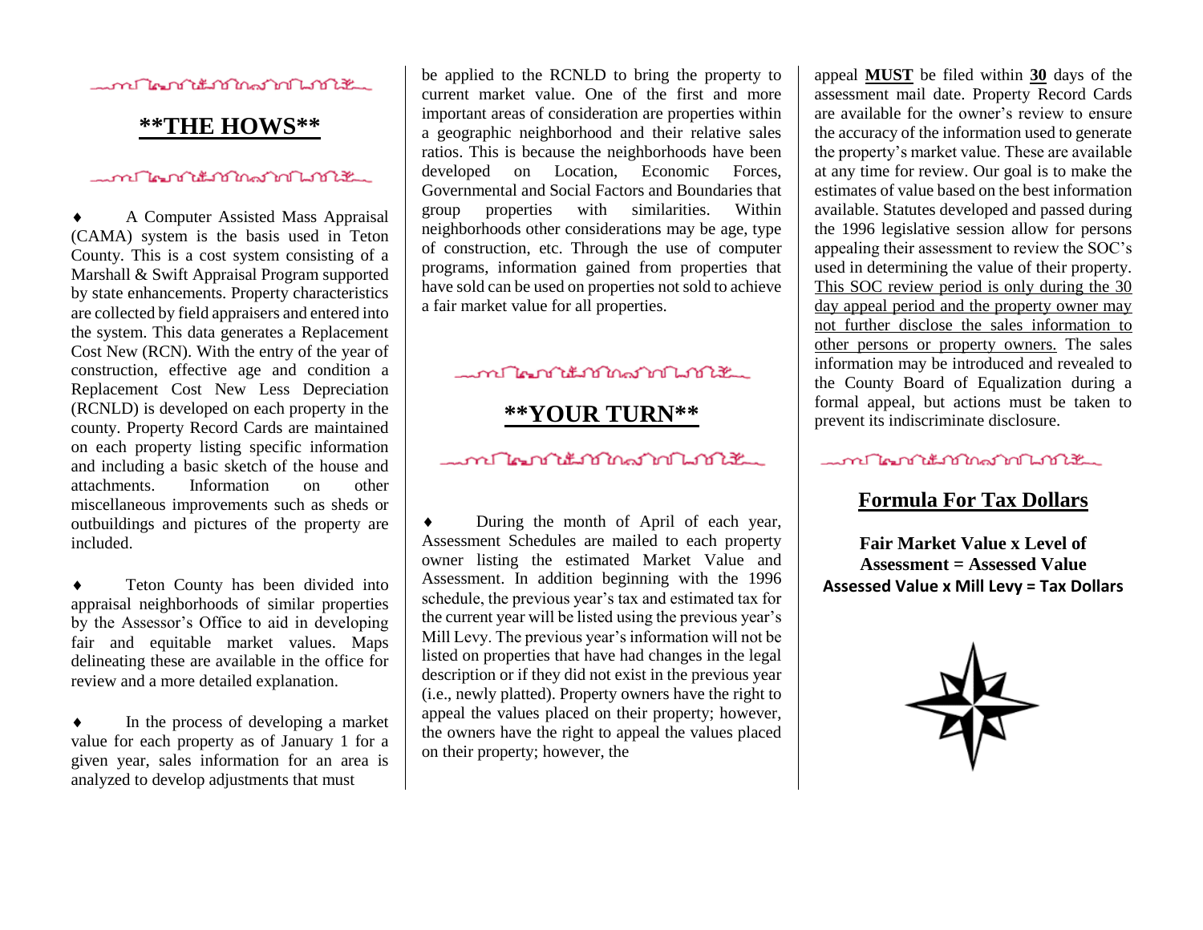## **THE HOWS**

♦ A Computer Assisted Mass Appraisal (CAMA) system is the basis used in Teton County. This is a cost system consisting of a Marshall & Swift Appraisal Program supported by state enhancements. Property characteristics are collected by field appraisers and entered into the system. This data generates a Replacement Cost New (RCN). With the entry of the year of construction, effective age and condition a Replacement Cost New Less Depreciation (RCNLD) is developed on each property in the county. Property Record Cards are maintained on each property listing specific information and including a basic sketch of the house and attachments. Information on other miscellaneous improvements such as sheds or outbuildings and pictures of the property are included.

♦ Teton County has been divided into appraisal neighborhoods of similar properties by the Assessor's Office to aid in developing fair and equitable market values. Maps delineating these are available in the office for review and a more detailed explanation.

♦ In the process of developing a market value for each property as of January 1 for a given year, sales information for an area is analyzed to develop adjustments that must be applied to the RCNLD to bring the property to current market value. One of the first and most important areas of consideration are properties within a geographic neighborhood and their relative sales ratios. This is because the neighborhoods have been developed on Location, Economic Forces, Governmental and Social Factors and Boundaries that group properties with similarities. Within neighborhoods other considerations may be age, type of construction, etc. Through the use of computer programs, information gained from properties that have sold can be used on properties not sold to achieve a fair market value for all properties.

## **YOUR TURN**

♦ During the month of April of each year, Assessment Schedules are mailed to each property owner listing the estimated Market Value and Assessment. In addition beginning with the 1996 schedule, the previous year's tax and estimated tax for the current year will be listed using the previous year's Mill Levy. The previous year's information will not be listed on properties that have had changes in the legal description or if they did not exist in the previous year (i.e., newly platted). Property owners have the right to appeal the values placed on their property; however, the owners have the right to appeal the values placed on their property; however, the appeal **MUST** be filed within **30** days of the assessment mail date. Property Record Cards are available for the owner's review to ensure the accuracy of the information used to generate the property's market value. These are available at any time for review. Our goal is to make the estimates of value based on the best information available. Statutes developed and passed during the 1996 legislative session allow for persons appealing their assessment to review the SOC's used in determining the value of their property. This SOC review period is only during the 30 day appeal period and the property owner may not further disclose the sales information to other persons or property owners. The sales information may be introduced and revealed to the County Board of Equalization during a formal appeal, but actions must be taken to prevent its indiscriminate disclosure.

## Formula For Tax Dollars

**Fair Market Value x Level of Assessment = Assessed Value**

**Assessed Value x Mill Levy = Tax Dollars**